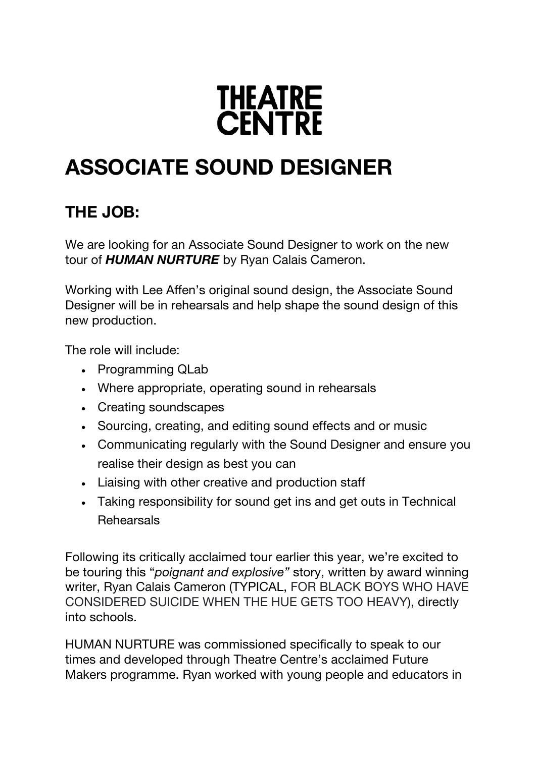THEATRE
CENTRE

# ASSOCIATE SOUND DESIGNER

## THE JOB:

We are looking for an Associate Sound Designer to work on the new tour of ***HUMAN NURTURE*** by Ryan Calais Cameron.

Working with Lee Affen's original sound design, the Associate Sound Designer will be in rehearsals and help shape the sound design of this new production.

The role will include:

- Programming QLab
- Where appropriate, operating sound in rehearsals
- Creating soundscapes
- Sourcing, creating, and editing sound effects and or music
- Communicating regularly with the Sound Designer and ensure you realise their design as best you can
- Liaising with other creative and production staff
- Taking responsibility for sound get ins and get outs in Technical Rehearsals

Following its critically acclaimed tour earlier this year, we're excited to be touring this "*poignant and explosive"* story, written by award winning writer, Ryan Calais Cameron (TYPICAL, FOR BLACK BOYS WHO HAVE CONSIDERED SUICIDE WHEN THE HUE GETS TOO HEAVY), directly into schools.

HUMAN NURTURE was commissioned specifically to speak to our times and developed through Theatre Centre's acclaimed Future Makers programme. Ryan worked with young people and educators in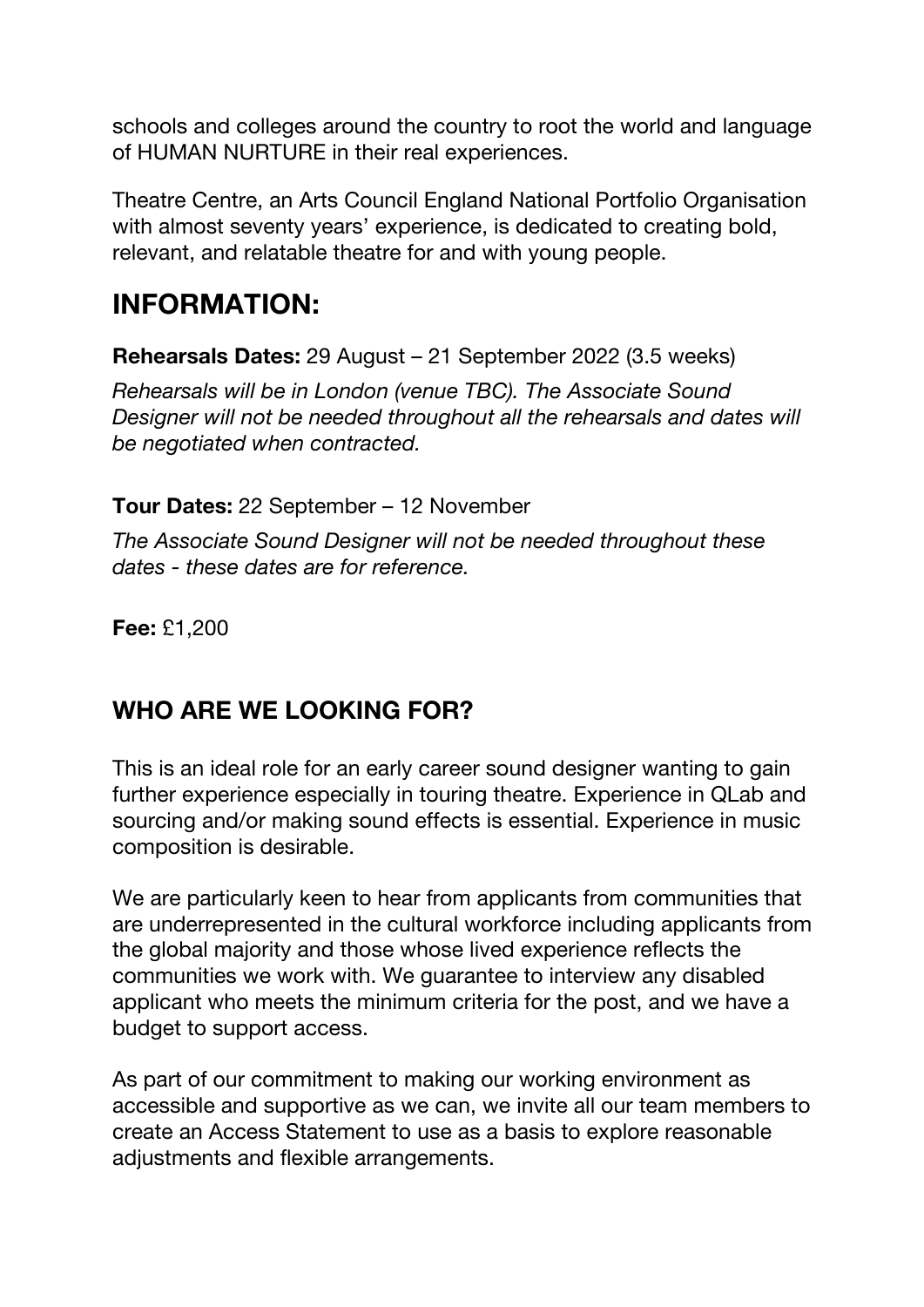schools and colleges around the country to root the world and language of HUMAN NURTURE in their real experiences.

Theatre Centre, an Arts Council England National Portfolio Organisation with almost seventy years' experience, is dedicated to creating bold, relevant, and relatable theatre for and with young people.

# INFORMATION:

**Rehearsals Dates:** 29 August – 21 September 2022 (3.5 weeks)

*Rehearsals will be in London (venue TBC). The Associate Sound Designer will not be needed throughout all the rehearsals and dates will be negotiated when contracted.*

**Tour Dates:** 22 September – 12 November

*The Associate Sound Designer will not be needed throughout these dates - these dates are for reference.*

**Fee:** £1,200

## WHO ARE WE LOOKING FOR?

This is an ideal role for an early career sound designer wanting to gain further experience especially in touring theatre. Experience in QLab and sourcing and/or making sound effects is essential. Experience in music composition is desirable.

We are particularly keen to hear from applicants from communities that are underrepresented in the cultural workforce including applicants from the global majority and those whose lived experience reflects the communities we work with. We guarantee to interview any disabled applicant who meets the minimum criteria for the post, and we have a budget to support access.

As part of our commitment to making our working environment as accessible and supportive as we can, we invite all our team members to create an Access Statement to use as a basis to explore reasonable adjustments and flexible arrangements.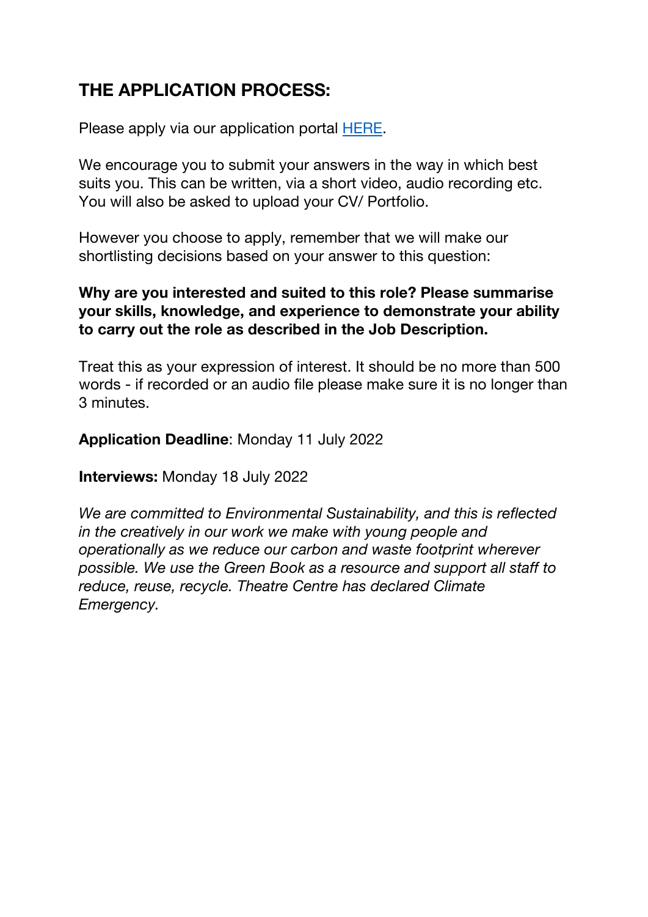## THE APPLICATION PROCESS:

Please apply via our application portal [HERE].

We encourage you to submit your answers in the way in which best suits you. This can be written, via a short video, audio recording etc. You will also be asked to upload your CV/ Portfolio.

However you choose to apply, remember that we will make our shortlisting decisions based on your answer to this question:

**Why are you interested and suited to this role? Please summarise your skills, knowledge, and experience to demonstrate your ability to carry out the role as described in the Job Description.**

Treat this as your expression of interest. It should be no more than 500 words - if recorded or an audio file please make sure it is no longer than 3 minutes.

**Application Deadline**: Monday 11 July 2022

**Interviews:** Monday 18 July 2022

*We are committed to Environmental Sustainability, and this is reflected in the creatively in our work we make with young people and operationally as we reduce our carbon and waste footprint wherever possible. We use the Green Book as a resource and support all staff to reduce, reuse, recycle. Theatre Centre has declared Climate Emergency.*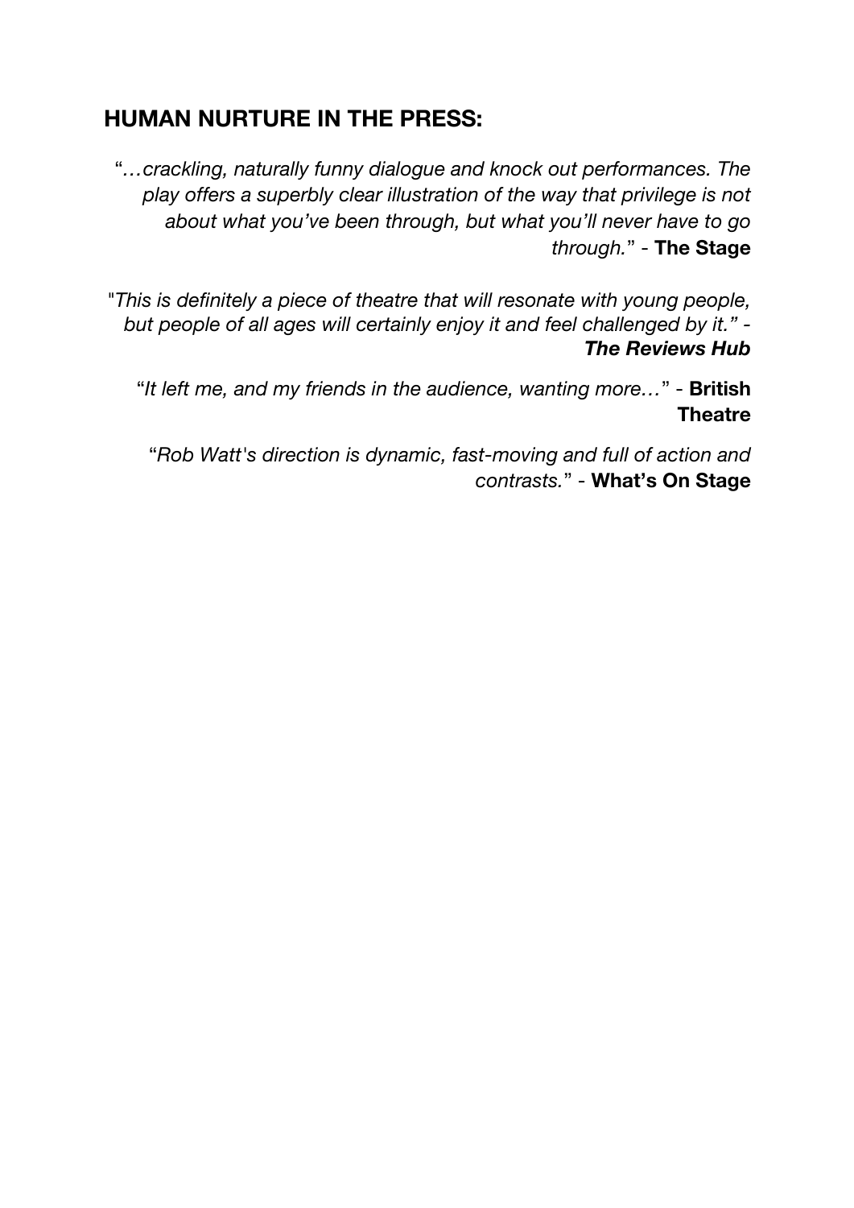## HUMAN NURTURE IN THE PRESS:

"*…crackling, naturally funny dialogue and knock out performances. The play offers a superbly clear illustration of the way that privilege is not about what you've been through, but what you'll never have to go through.*" - **The Stage**

"*This is definitely a piece of theatre that will resonate with young people, but people of all ages will certainly enjoy it and feel challenged by it." - **The Reviews Hub***

"*It left me, and my friends in the audience, wanting more…*" - **British Theatre**

"*Rob Watt's direction is dynamic, fast-moving and full of action and contrasts.*" - **What's On Stage**